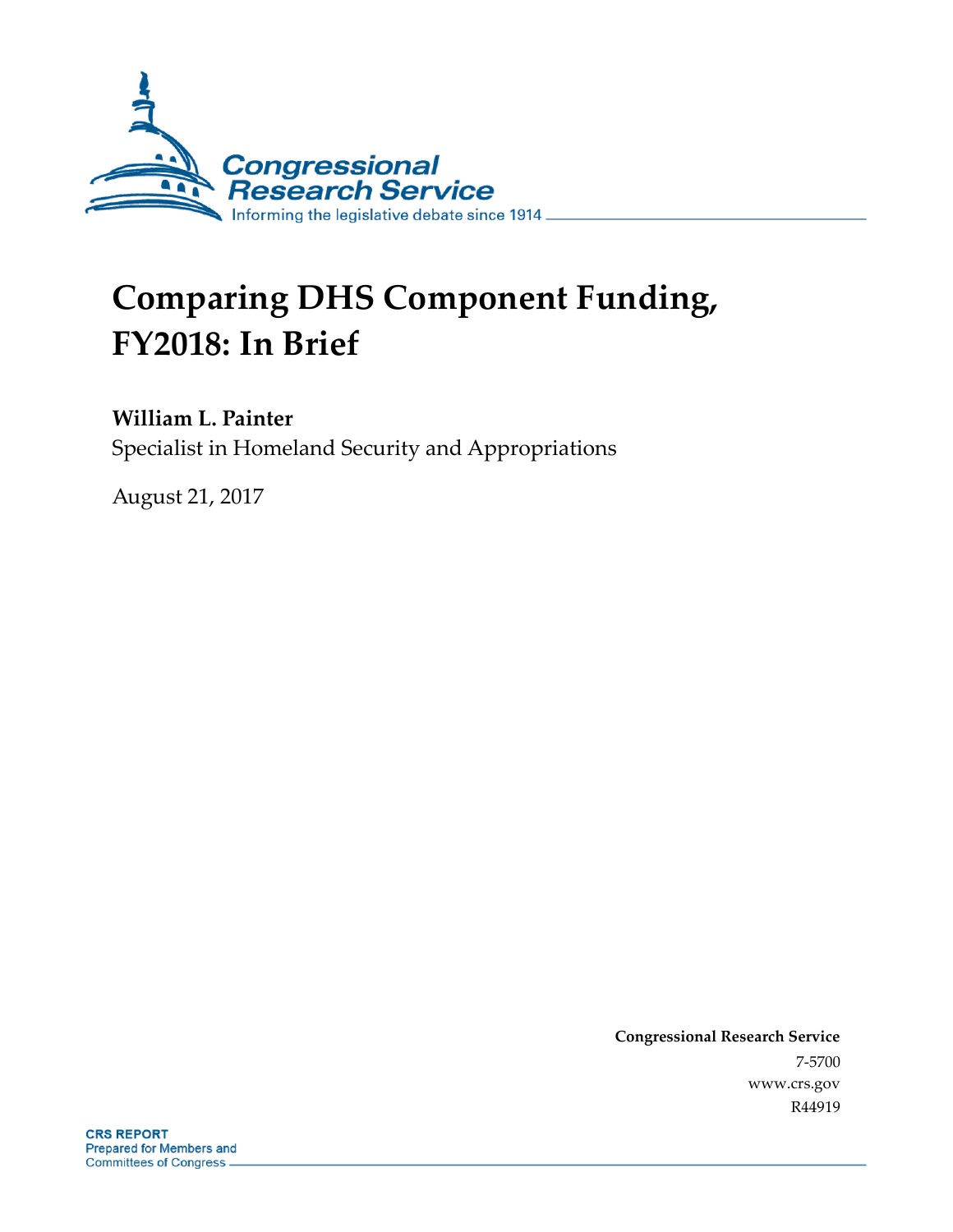Congressional Research Service

Informing the legislative debate since 1914

# Comparing DHS Component Funding, FY2018: In Brief

**William L. Painter**

Specialist in Homeland Security and Appropriations

August 21, 2017

**Congressional Research Service**

7-5700

www.crs.gov

R44919

**CRS REPORT**

Prepared for Members and Committees of Congress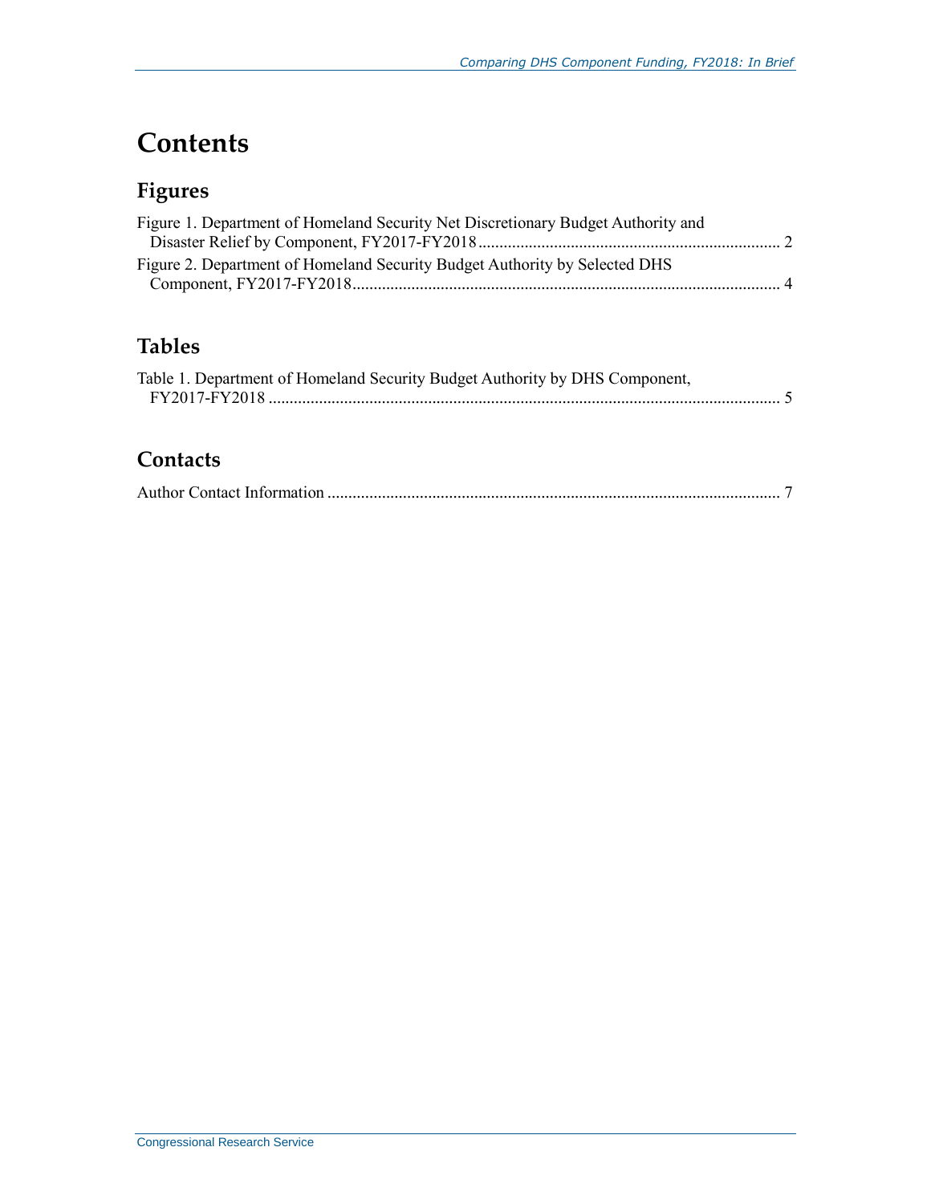# Contents

## Figures

Figure 1. Department of Homeland Security Net Discretionary Budget Authority and Disaster Relief by Component, FY2017-FY2018 ........................................................................ 2

Figure 2. Department of Homeland Security Budget Authority by Selected DHS Component, FY2017-FY2018 ...................................................................................................... 4

## Tables

Table 1. Department of Homeland Security Budget Authority by DHS Component, FY2017-FY2018 ........................................................................................................................... 5

## Contacts

Author Contact Information ........................................................................................................... 7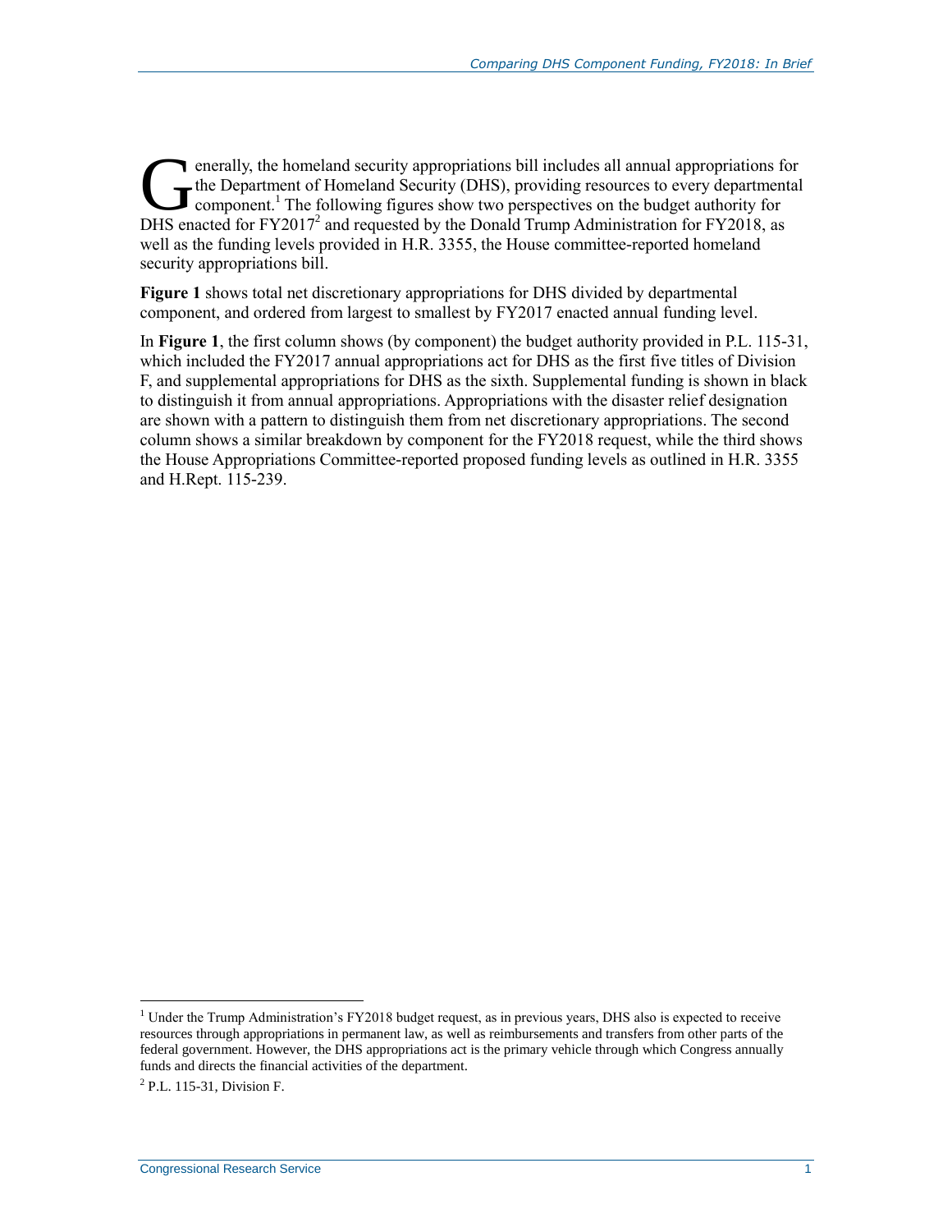Generally, the homeland security appropriations bill includes all annual appropriations for the Department of Homeland Security (DHS), providing resources to every departmental component.[1] The following figures show two perspectives on the budget authority for DHS enacted for FY2017[2] and requested by the Donald Trump Administration for FY2018, as well as the funding levels provided in H.R. 3355, the House committee-reported homeland security appropriations bill.

**Figure 1** shows total net discretionary appropriations for DHS divided by departmental component, and ordered from largest to smallest by FY2017 enacted annual funding level.

In **Figure 1**, the first column shows (by component) the budget authority provided in P.L. 115-31, which included the FY2017 annual appropriations act for DHS as the first five titles of Division F, and supplemental appropriations for DHS as the sixth. Supplemental funding is shown in black to distinguish it from annual appropriations. Appropriations with the disaster relief designation are shown with a pattern to distinguish them from net discretionary appropriations. The second column shows a similar breakdown by component for the FY2018 request, while the third shows the House Appropriations Committee-reported proposed funding levels as outlined in H.R. 3355 and H.Rept. 115-239.

---

[1] Under the Trump Administration's FY2018 budget request, as in previous years, DHS also is expected to receive resources through appropriations in permanent law, as well as reimbursements and transfers from other parts of the federal government. However, the DHS appropriations act is the primary vehicle through which Congress annually funds and directs the financial activities of the department.

[2] P.L. 115-31, Division F.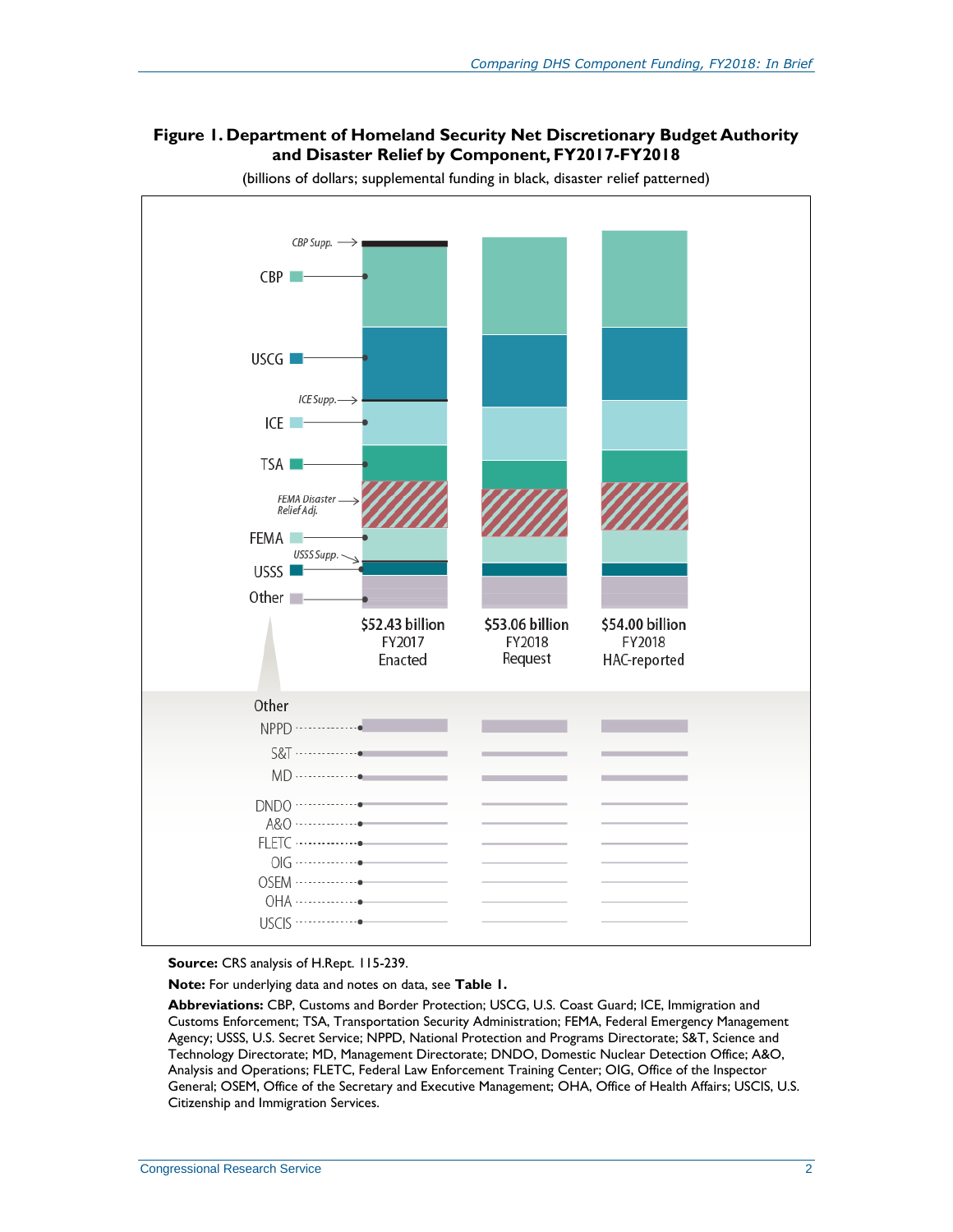**Figure 1. Department of Homeland Security Net Discretionary Budget Authority and Disaster Relief by Component, FY2017-FY2018**

(billions of dollars; supplemental funding in black, disaster relief patterned)

CBP Supp.

CBP

USCG

ICE Supp.

ICE

TSA

FEMA Disaster Relief Adj.

FEMA

USSS Supp.

USSS

Other

$52.43 billion FY2017 Enacted

$53.06 billion FY2018 Request

$54.00 billion FY2018 HAC-reported

Other

NPPD

S&T

MD

DNDO

A&O

FLETC

OIG

OSEM

OHA

USCIS

**Source:** CRS analysis of H.Rept. 115-239.

**Note:** For underlying data and notes on data, see **Table 1.**

**Abbreviations:** CBP, Customs and Border Protection; USCG, U.S. Coast Guard; ICE, Immigration and Customs Enforcement; TSA, Transportation Security Administration; FEMA, Federal Emergency Management Agency; USSS, U.S. Secret Service; NPPD, National Protection and Programs Directorate; S&T, Science and Technology Directorate; MD, Management Directorate; DNDO, Domestic Nuclear Detection Office; A&O, Analysis and Operations; FLETC, Federal Law Enforcement Training Center; OIG, Office of the Inspector General; OSEM, Office of the Secretary and Executive Management; OHA, Office of Health Affairs; USCIS, U.S. Citizenship and Immigration Services.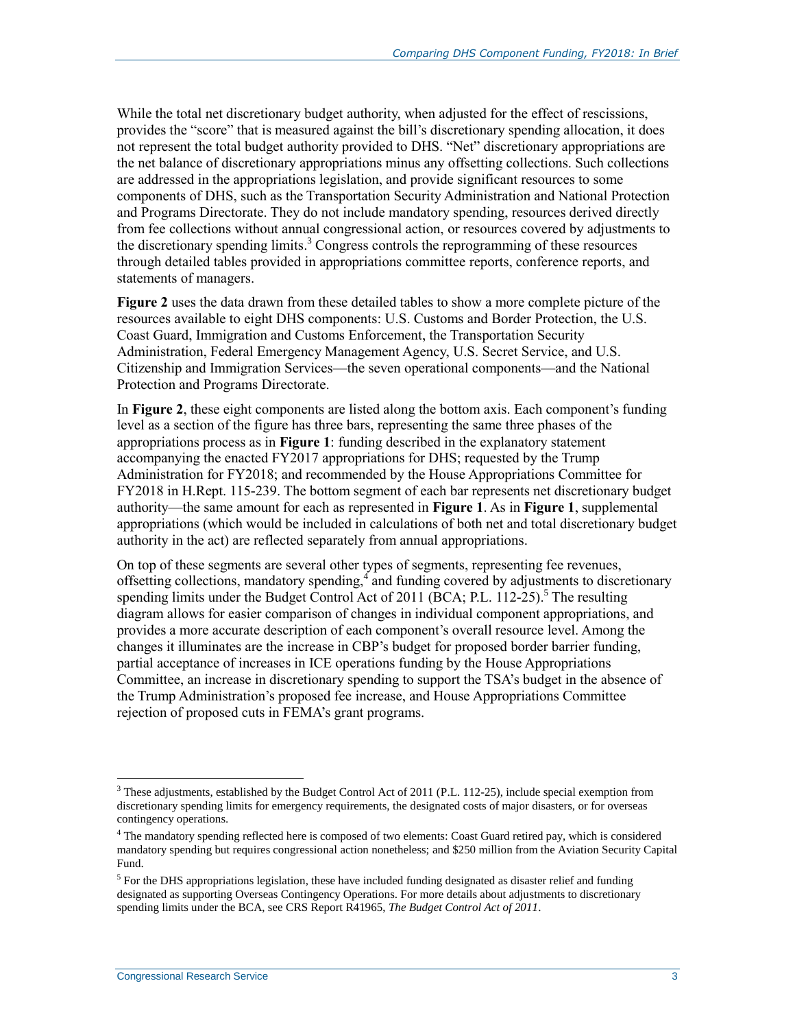While the total net discretionary budget authority, when adjusted for the effect of rescissions, provides the "score" that is measured against the bill's discretionary spending allocation, it does not represent the total budget authority provided to DHS. "Net" discretionary appropriations are the net balance of discretionary appropriations minus any offsetting collections. Such collections are addressed in the appropriations legislation, and provide significant resources to some components of DHS, such as the Transportation Security Administration and National Protection and Programs Directorate. They do not include mandatory spending, resources derived directly from fee collections without annual congressional action, or resources covered by adjustments to the discretionary spending limits.[3] Congress controls the reprogramming of these resources through detailed tables provided in appropriations committee reports, conference reports, and statements of managers.

**Figure 2** uses the data drawn from these detailed tables to show a more complete picture of the resources available to eight DHS components: U.S. Customs and Border Protection, the U.S. Coast Guard, Immigration and Customs Enforcement, the Transportation Security Administration, Federal Emergency Management Agency, U.S. Secret Service, and U.S. Citizenship and Immigration Services—the seven operational components—and the National Protection and Programs Directorate.

In **Figure 2**, these eight components are listed along the bottom axis. Each component's funding level as a section of the figure has three bars, representing the same three phases of the appropriations process as in **Figure 1**: funding described in the explanatory statement accompanying the enacted FY2017 appropriations for DHS; requested by the Trump Administration for FY2018; and recommended by the House Appropriations Committee for FY2018 in H.Rept. 115-239. The bottom segment of each bar represents net discretionary budget authority—the same amount for each as represented in **Figure 1**. As in **Figure 1**, supplemental appropriations (which would be included in calculations of both net and total discretionary budget authority in the act) are reflected separately from annual appropriations.

On top of these segments are several other types of segments, representing fee revenues, offsetting collections, mandatory spending,[4] and funding covered by adjustments to discretionary spending limits under the Budget Control Act of 2011 (BCA; P.L. 112-25).[5] The resulting diagram allows for easier comparison of changes in individual component appropriations, and provides a more accurate description of each component's overall resource level. Among the changes it illuminates are the increase in CBP's budget for proposed border barrier funding, partial acceptance of increases in ICE operations funding by the House Appropriations Committee, an increase in discretionary spending to support the TSA's budget in the absence of the Trump Administration's proposed fee increase, and House Appropriations Committee rejection of proposed cuts in FEMA's grant programs.

---

[3] These adjustments, established by the Budget Control Act of 2011 (P.L. 112-25), include special exemption from discretionary spending limits for emergency requirements, the designated costs of major disasters, or for overseas contingency operations.

[4] The mandatory spending reflected here is composed of two elements: Coast Guard retired pay, which is considered mandatory spending but requires congressional action nonetheless; and $250 million from the Aviation Security Capital Fund.

[5] For the DHS appropriations legislation, these have included funding designated as disaster relief and funding designated as supporting Overseas Contingency Operations. For more details about adjustments to discretionary spending limits under the BCA, see CRS Report R41965, *The Budget Control Act of 2011*.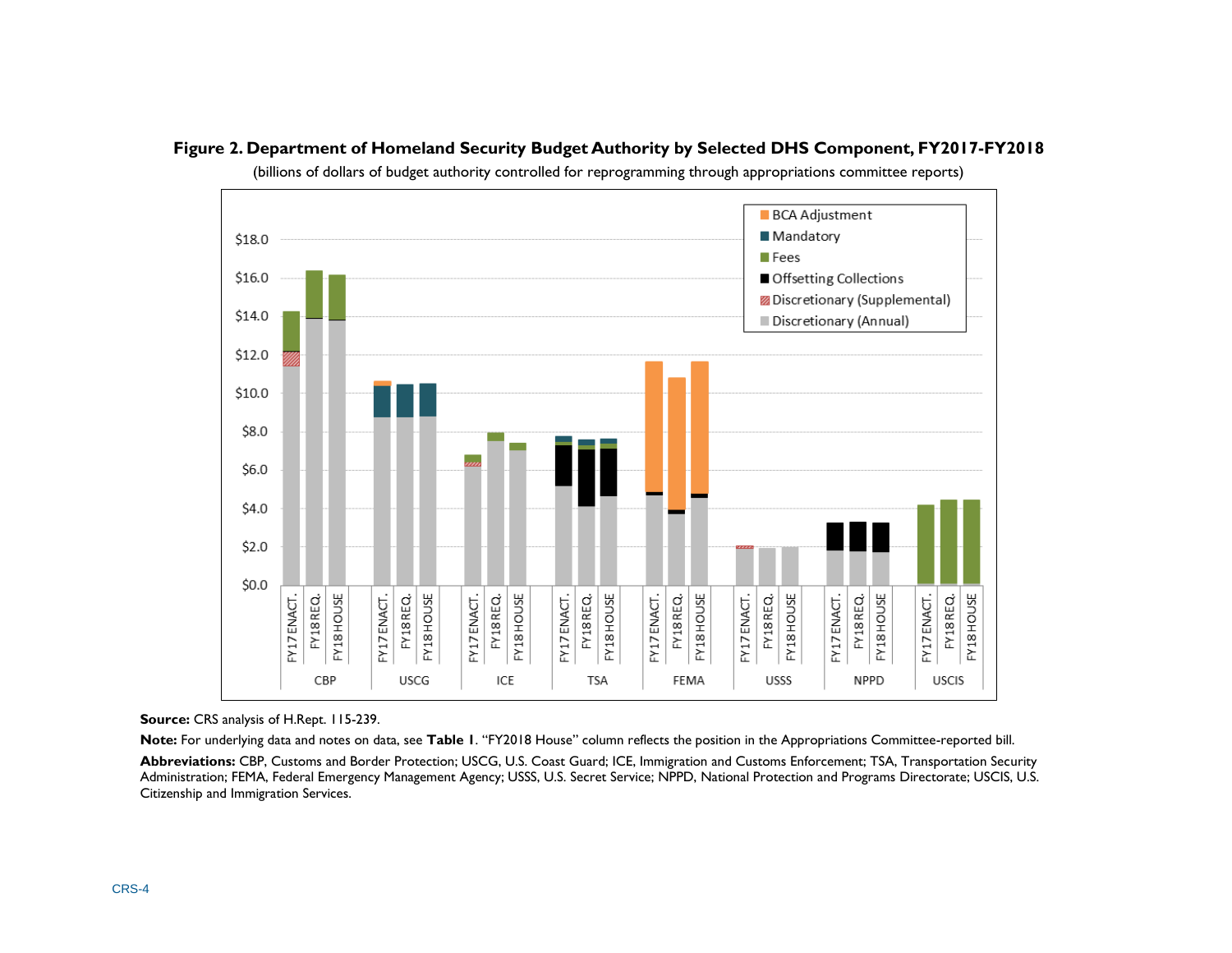**Figure 2. Department of Homeland Security Budget Authority by Selected DHS Component, FY2017-FY2018**

(billions of dollars of budget authority controlled for reprogramming through appropriations committee reports)

**Source:** CRS analysis of H.Rept. 115-239.

**Note:** For underlying data and notes on data, see **Table 1**. "FY2018 House" column reflects the position in the Appropriations Committee-reported bill.

**Abbreviations:** CBP, Customs and Border Protection; USCG, U.S. Coast Guard; ICE, Immigration and Customs Enforcement; TSA, Transportation Security Administration; FEMA, Federal Emergency Management Agency; USSS, U.S. Secret Service; NPPD, National Protection and Programs Directorate; USCIS, U.S. Citizenship and Immigration Services.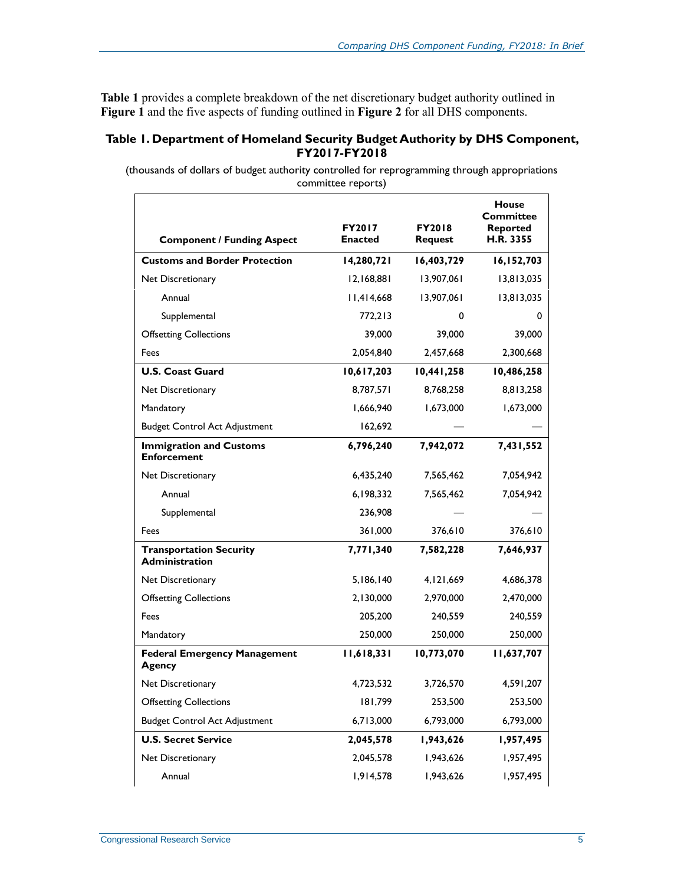**Table 1** provides a complete breakdown of the net discretionary budget authority outlined in **Figure 1** and the five aspects of funding outlined in **Figure 2** for all DHS components.

### Table 1. Department of Homeland Security Budget Authority by DHS Component, FY2017-FY2018

(thousands of dollars of budget authority controlled for reprogramming through appropriations committee reports)

| Component / Funding Aspect | FY2017 Enacted | FY2018 Request | House Committee Reported H.R. 3355 |
|---|---|---|---|
| **Customs and Border Protection** | **14,280,721** | **16,403,729** | **16,152,703** |
| Net Discretionary | 12,168,881 | 13,907,061 | 13,813,035 |
| Annual | 11,414,668 | 13,907,061 | 13,813,035 |
| Supplemental | 772,213 | 0 | 0 |
| Offsetting Collections | 39,000 | 39,000 | 39,000 |
| Fees | 2,054,840 | 2,457,668 | 2,300,668 |
| **U.S. Coast Guard** | **10,617,203** | **10,441,258** | **10,486,258** |
| Net Discretionary | 8,787,571 | 8,768,258 | 8,813,258 |
| Mandatory | 1,666,940 | 1,673,000 | 1,673,000 |
| Budget Control Act Adjustment | 162,692 | — | — |
| **Immigration and Customs Enforcement** | **6,796,240** | **7,942,072** | **7,431,552** |
| Net Discretionary | 6,435,240 | 7,565,462 | 7,054,942 |
| Annual | 6,198,332 | 7,565,462 | 7,054,942 |
| Supplemental | 236,908 | — | — |
| Fees | 361,000 | 376,610 | 376,610 |
| **Transportation Security Administration** | **7,771,340** | **7,582,228** | **7,646,937** |
| Net Discretionary | 5,186,140 | 4,121,669 | 4,686,378 |
| Offsetting Collections | 2,130,000 | 2,970,000 | 2,470,000 |
| Fees | 205,200 | 240,559 | 240,559 |
| Mandatory | 250,000 | 250,000 | 250,000 |
| **Federal Emergency Management Agency** | **11,618,331** | **10,773,070** | **11,637,707** |
| Net Discretionary | 4,723,532 | 3,726,570 | 4,591,207 |
| Offsetting Collections | 181,799 | 253,500 | 253,500 |
| Budget Control Act Adjustment | 6,713,000 | 6,793,000 | 6,793,000 |
| **U.S. Secret Service** | **2,045,578** | **1,943,626** | **1,957,495** |
| Net Discretionary | 2,045,578 | 1,943,626 | 1,957,495 |
| Annual | 1,914,578 | 1,943,626 | 1,957,495 |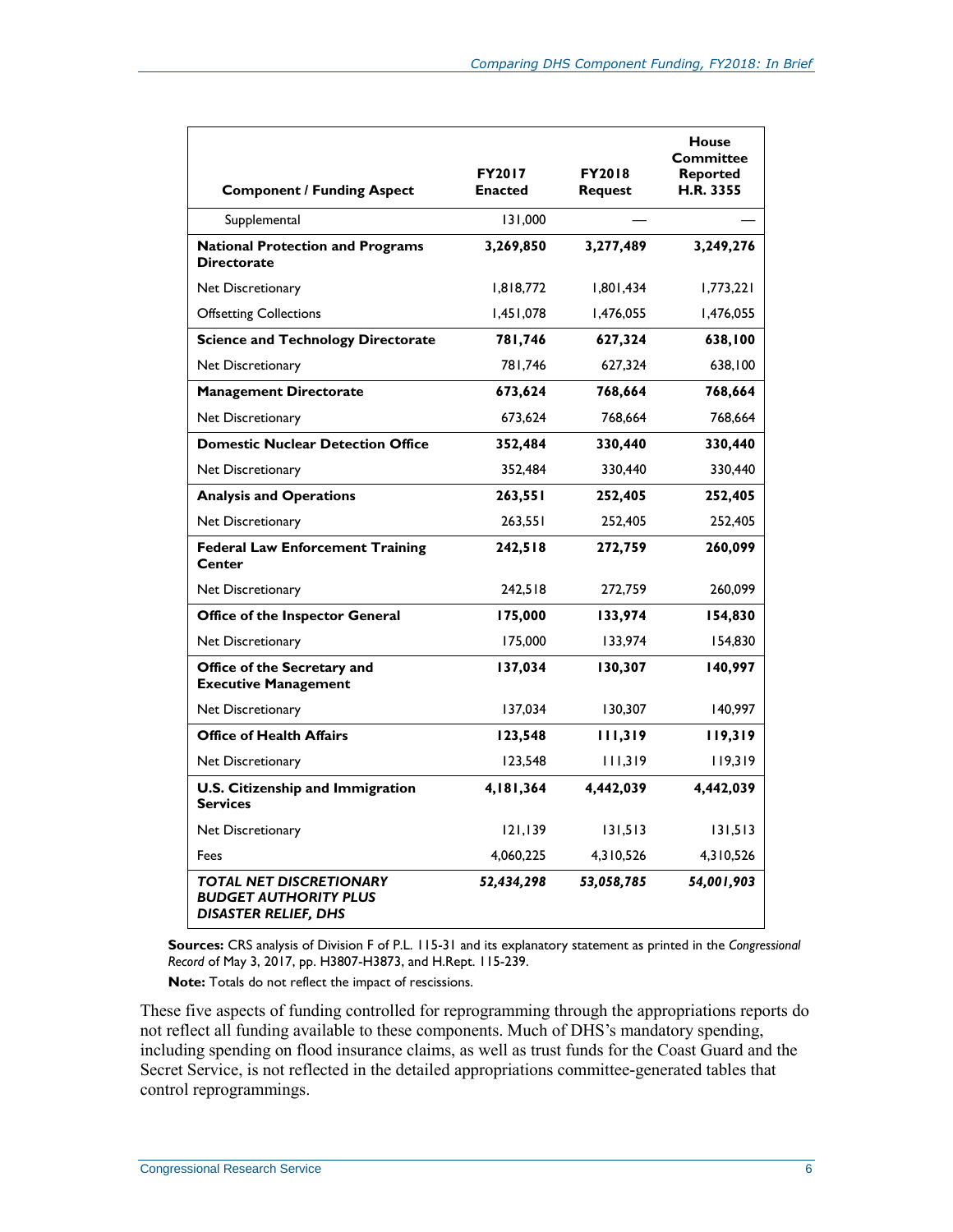| Component / Funding Aspect | FY2017 Enacted | FY2018 Request | House Committee Reported H.R. 3355 |
| --- | --- | --- | --- |
| Supplemental | 131,000 | — | — |
| **National Protection and Programs Directorate** | **3,269,850** | **3,277,489** | **3,249,276** |
| Net Discretionary | 1,818,772 | 1,801,434 | 1,773,221 |
| Offsetting Collections | 1,451,078 | 1,476,055 | 1,476,055 |
| **Science and Technology Directorate** | **781,746** | **627,324** | **638,100** |
| Net Discretionary | 781,746 | 627,324 | 638,100 |
| **Management Directorate** | **673,624** | **768,664** | **768,664** |
| Net Discretionary | 673,624 | 768,664 | 768,664 |
| **Domestic Nuclear Detection Office** | **352,484** | **330,440** | **330,440** |
| Net Discretionary | 352,484 | 330,440 | 330,440 |
| **Analysis and Operations** | **263,551** | **252,405** | **252,405** |
| Net Discretionary | 263,551 | 252,405 | 252,405 |
| **Federal Law Enforcement Training Center** | **242,518** | **272,759** | **260,099** |
| Net Discretionary | 242,518 | 272,759 | 260,099 |
| **Office of the Inspector General** | **175,000** | **133,974** | **154,830** |
| Net Discretionary | 175,000 | 133,974 | 154,830 |
| **Office of the Secretary and Executive Management** | **137,034** | **130,307** | **140,997** |
| Net Discretionary | 137,034 | 130,307 | 140,997 |
| **Office of Health Affairs** | **123,548** | **111,319** | **119,319** |
| Net Discretionary | 123,548 | 111,319 | 119,319 |
| **U.S. Citizenship and Immigration Services** | **4,181,364** | **4,442,039** | **4,442,039** |
| Net Discretionary | 121,139 | 131,513 | 131,513 |
| Fees | 4,060,225 | 4,310,526 | 4,310,526 |
| ***TOTAL NET DISCRETIONARY BUDGET AUTHORITY PLUS DISASTER RELIEF, DHS*** | ***52,434,298*** | ***53,058,785*** | ***54,001,903*** |

**Sources:** CRS analysis of Division F of P.L. 115-31 and its explanatory statement as printed in the *Congressional Record* of May 3, 2017, pp. H3807-H3873, and H.Rept. 115-239.

**Note:** Totals do not reflect the impact of rescissions.

These five aspects of funding controlled for reprogramming through the appropriations reports do not reflect all funding available to these components. Much of DHS's mandatory spending, including spending on flood insurance claims, as well as trust funds for the Coast Guard and the Secret Service, is not reflected in the detailed appropriations committee-generated tables that control reprogrammings.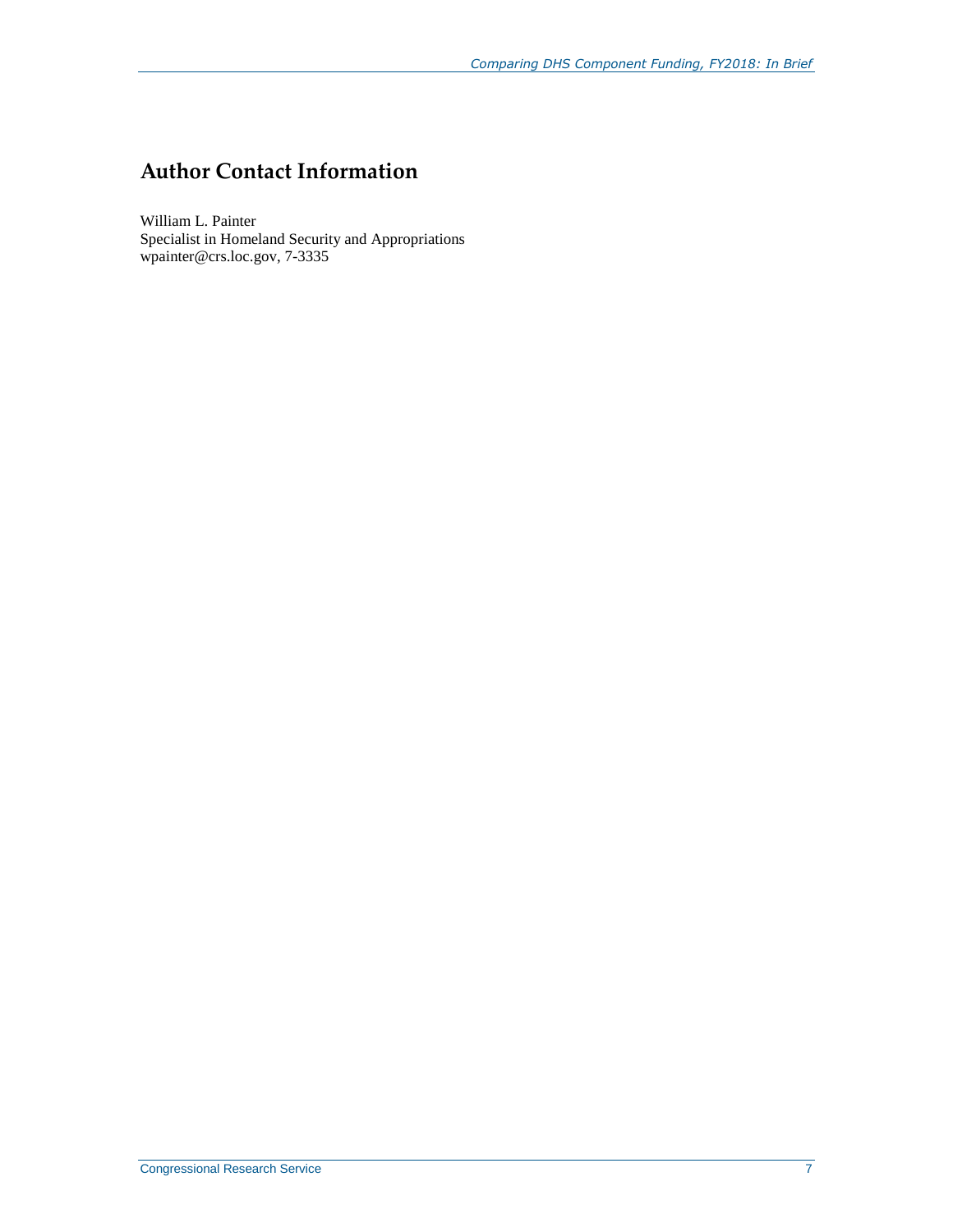## Author Contact Information

William L. Painter
Specialist in Homeland Security and Appropriations
wpainter@crs.loc.gov, 7-3335